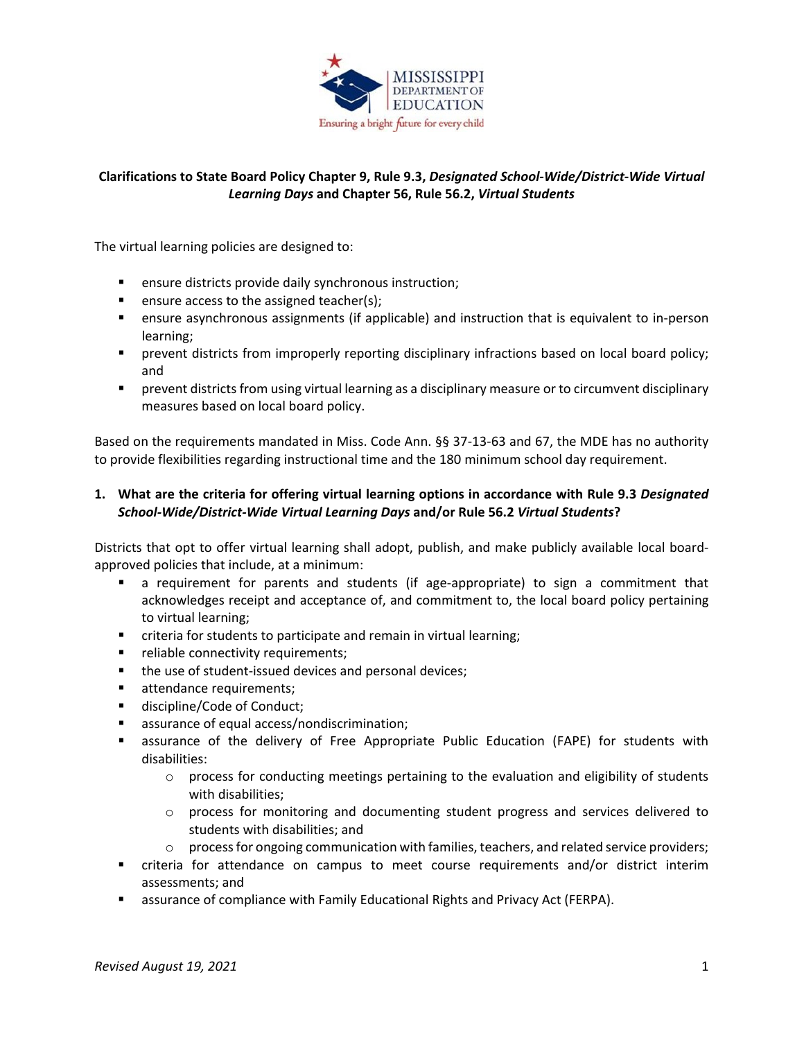**Clarifications to State Board Policy Chapter 9, Rule 9.3, *Designated School-Wide/District-Wide Virtual Learning Days* and Chapter 56, Rule 56.2, *Virtual Students***

The virtual learning policies are designed to:

- ensure districts provide daily synchronous instruction;
- ensure access to the assigned teacher(s);
- ensure asynchronous assignments (if applicable) and instruction that is equivalent to in-person learning;
- prevent districts from improperly reporting disciplinary infractions based on local board policy; and
- prevent districts from using virtual learning as a disciplinary measure or to circumvent disciplinary measures based on local board policy.

Based on the requirements mandated in Miss. Code Ann. §§ 37-13-63 and 67, the MDE has no authority to provide flexibilities regarding instructional time and the 180 minimum school day requirement.

**1. What are the criteria for offering virtual learning options in accordance with Rule 9.3 *Designated School-Wide/District-Wide Virtual Learning Days* and/or Rule 56.2 *Virtual Students*?**

Districts that opt to offer virtual learning shall adopt, publish, and make publicly available local board-approved policies that include, at a minimum:

- a requirement for parents and students (if age-appropriate) to sign a commitment that acknowledges receipt and acceptance of, and commitment to, the local board policy pertaining to virtual learning;
- criteria for students to participate and remain in virtual learning;
- reliable connectivity requirements;
- the use of student-issued devices and personal devices;
- attendance requirements;
- discipline/Code of Conduct;
- assurance of equal access/nondiscrimination;
- assurance of the delivery of Free Appropriate Public Education (FAPE) for students with disabilities:
  - process for conducting meetings pertaining to the evaluation and eligibility of students with disabilities;
  - process for monitoring and documenting student progress and services delivered to students with disabilities; and
  - process for ongoing communication with families, teachers, and related service providers;
- criteria for attendance on campus to meet course requirements and/or district interim assessments; and
- assurance of compliance with Family Educational Rights and Privacy Act (FERPA).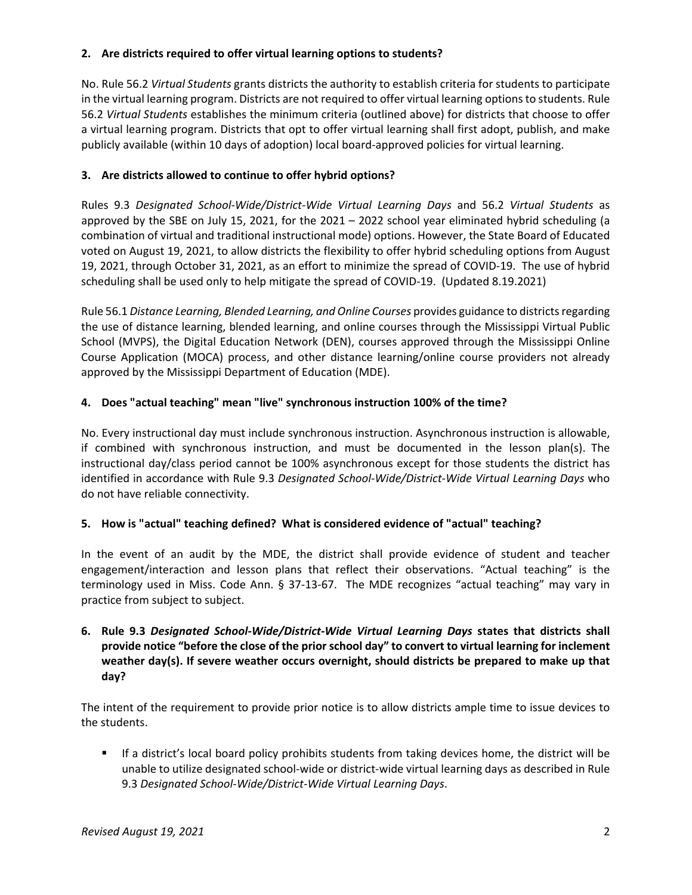**2. Are districts required to offer virtual learning options to students?**

No. Rule 56.2 *Virtual Students* grants districts the authority to establish criteria for students to participate in the virtual learning program. Districts are not required to offer virtual learning options to students. Rule 56.2 *Virtual Students* establishes the minimum criteria (outlined above) for districts that choose to offer a virtual learning program. Districts that opt to offer virtual learning shall first adopt, publish, and make publicly available (within 10 days of adoption) local board-approved policies for virtual learning.

**3. Are districts allowed to continue to offer hybrid options?**

Rules 9.3 *Designated School-Wide/District-Wide Virtual Learning Days* and 56.2 *Virtual Students* as approved by the SBE on July 15, 2021, for the 2021 – 2022 school year eliminated hybrid scheduling (a combination of virtual and traditional instructional mode) options. However, the State Board of Educated voted on August 19, 2021, to allow districts the flexibility to offer hybrid scheduling options from August 19, 2021, through October 31, 2021, as an effort to minimize the spread of COVID-19. The use of hybrid scheduling shall be used only to help mitigate the spread of COVID-19. (Updated 8.19.2021)

Rule 56.1 *Distance Learning, Blended Learning, and Online Courses* provides guidance to districts regarding the use of distance learning, blended learning, and online courses through the Mississippi Virtual Public School (MVPS), the Digital Education Network (DEN), courses approved through the Mississippi Online Course Application (MOCA) process, and other distance learning/online course providers not already approved by the Mississippi Department of Education (MDE).

**4. Does "actual teaching" mean "live" synchronous instruction 100% of the time?**

No. Every instructional day must include synchronous instruction. Asynchronous instruction is allowable, if combined with synchronous instruction, and must be documented in the lesson plan(s). The instructional day/class period cannot be 100% asynchronous except for those students the district has identified in accordance with Rule 9.3 *Designated School-Wide/District-Wide Virtual Learning Days* who do not have reliable connectivity.

**5. How is "actual" teaching defined? What is considered evidence of "actual" teaching?**

In the event of an audit by the MDE, the district shall provide evidence of student and teacher engagement/interaction and lesson plans that reflect their observations. "Actual teaching" is the terminology used in Miss. Code Ann. § 37-13-67. The MDE recognizes "actual teaching" may vary in practice from subject to subject.

**6. Rule 9.3 *Designated School-Wide/District-Wide Virtual Learning Days* states that districts shall provide notice "before the close of the prior school day" to convert to virtual learning for inclement weather day(s). If severe weather occurs overnight, should districts be prepared to make up that day?**

The intent of the requirement to provide prior notice is to allow districts ample time to issue devices to the students.

- If a district's local board policy prohibits students from taking devices home, the district will be unable to utilize designated school-wide or district-wide virtual learning days as described in Rule 9.3 *Designated School-Wide/District-Wide Virtual Learning Days*.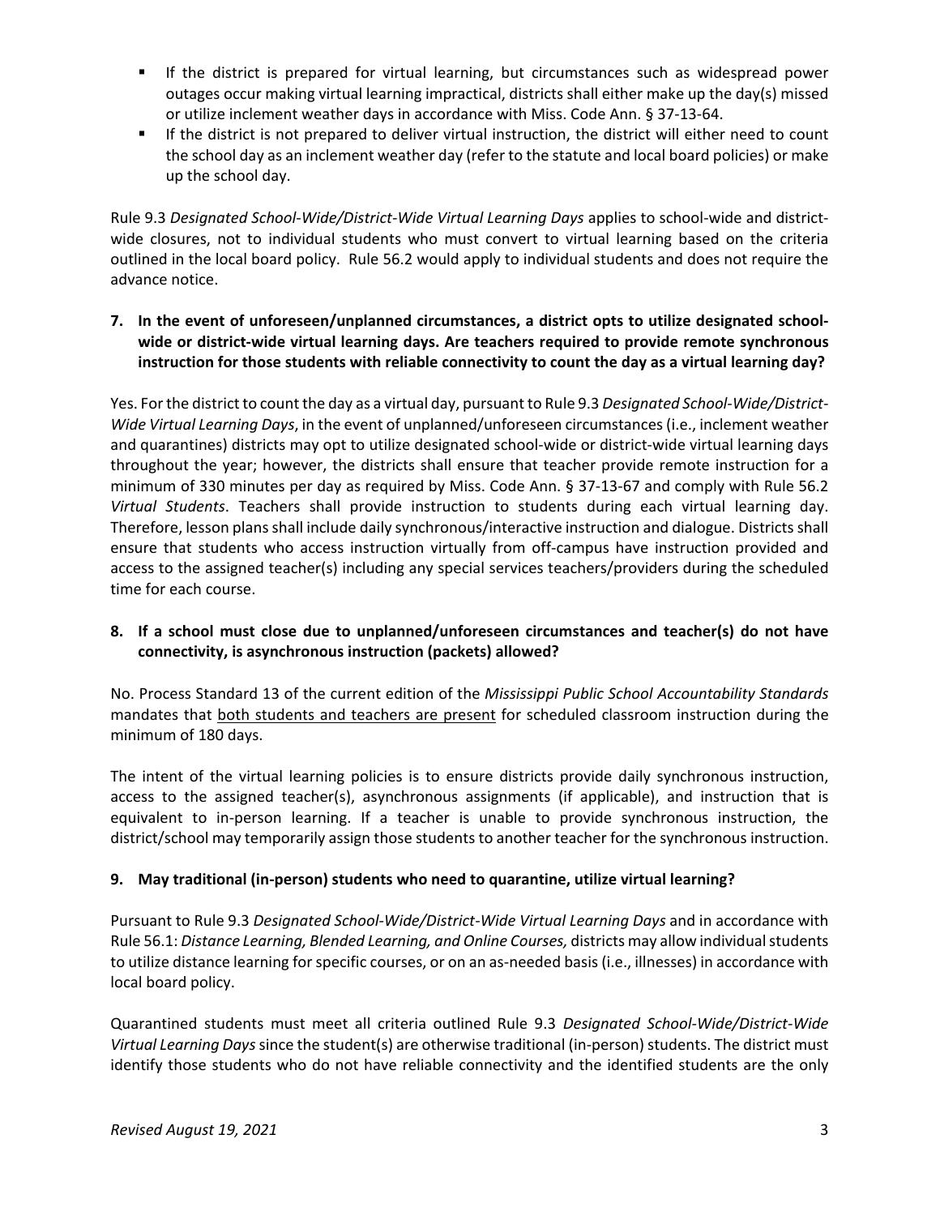- If the district is prepared for virtual learning, but circumstances such as widespread power outages occur making virtual learning impractical, districts shall either make up the day(s) missed or utilize inclement weather days in accordance with Miss. Code Ann. § 37-13-64.
- If the district is not prepared to deliver virtual instruction, the district will either need to count the school day as an inclement weather day (refer to the statute and local board policies) or make up the school day.

Rule 9.3 *Designated School-Wide/District-Wide Virtual Learning Days* applies to school-wide and district-wide closures, not to individual students who must convert to virtual learning based on the criteria outlined in the local board policy. Rule 56.2 would apply to individual students and does not require the advance notice.

**7. In the event of unforeseen/unplanned circumstances, a district opts to utilize designated school-wide or district-wide virtual learning days. Are teachers required to provide remote synchronous instruction for those students with reliable connectivity to count the day as a virtual learning day?**

Yes. For the district to count the day as a virtual day, pursuant to Rule 9.3 *Designated School-Wide/District-Wide Virtual Learning Days*, in the event of unplanned/unforeseen circumstances (i.e., inclement weather and quarantines) districts may opt to utilize designated school-wide or district-wide virtual learning days throughout the year; however, the districts shall ensure that teacher provide remote instruction for a minimum of 330 minutes per day as required by Miss. Code Ann. § 37-13-67 and comply with Rule 56.2 *Virtual Students*. Teachers shall provide instruction to students during each virtual learning day. Therefore, lesson plans shall include daily synchronous/interactive instruction and dialogue. Districts shall ensure that students who access instruction virtually from off-campus have instruction provided and access to the assigned teacher(s) including any special services teachers/providers during the scheduled time for each course.

**8. If a school must close due to unplanned/unforeseen circumstances and teacher(s) do not have connectivity, is asynchronous instruction (packets) allowed?**

No. Process Standard 13 of the current edition of the *Mississippi Public School Accountability Standards* mandates that <u>both students and teachers are present</u> for scheduled classroom instruction during the minimum of 180 days.

The intent of the virtual learning policies is to ensure districts provide daily synchronous instruction, access to the assigned teacher(s), asynchronous assignments (if applicable), and instruction that is equivalent to in-person learning. If a teacher is unable to provide synchronous instruction, the district/school may temporarily assign those students to another teacher for the synchronous instruction.

**9. May traditional (in-person) students who need to quarantine, utilize virtual learning?**

Pursuant to Rule 9.3 *Designated School-Wide/District-Wide Virtual Learning Days* and in accordance with Rule 56.1: *Distance Learning, Blended Learning, and Online Courses,* districts may allow individual students to utilize distance learning for specific courses, or on an as-needed basis (i.e., illnesses) in accordance with local board policy.

Quarantined students must meet all criteria outlined Rule 9.3 *Designated School-Wide/District-Wide Virtual Learning Days* since the student(s) are otherwise traditional (in-person) students. The district must identify those students who do not have reliable connectivity and the identified students are the only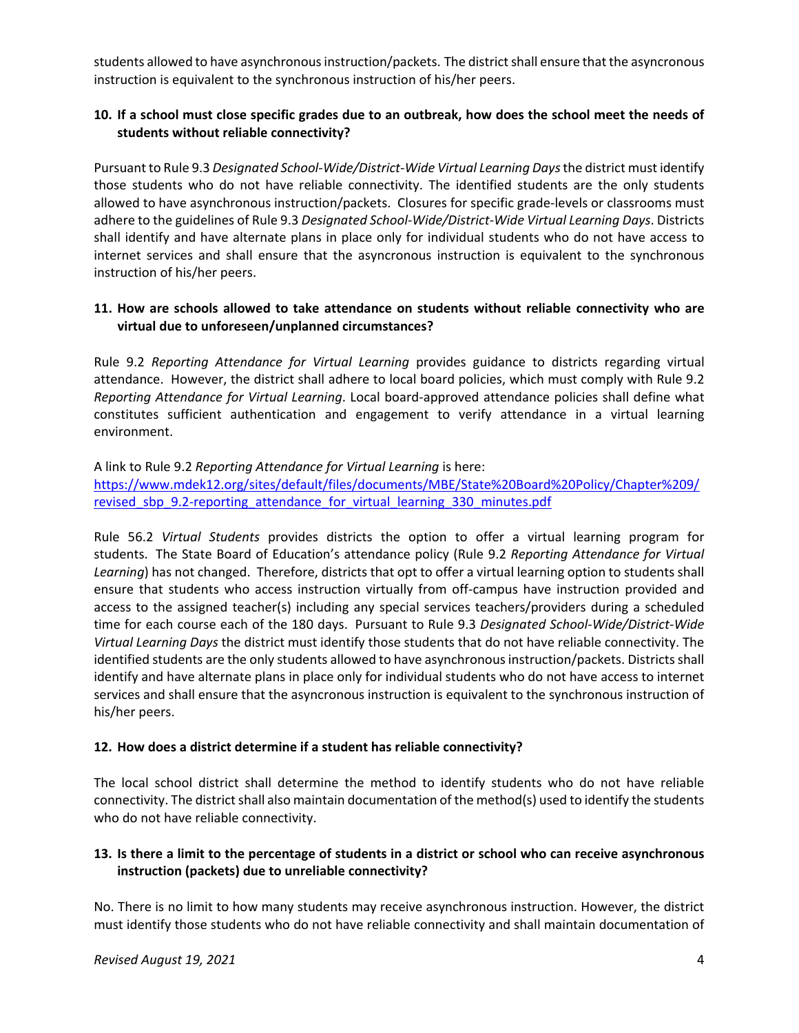students allowed to have asynchronous instruction/packets. The district shall ensure that the asyncronous instruction is equivalent to the synchronous instruction of his/her peers.

**10. If a school must close specific grades due to an outbreak, how does the school meet the needs of students without reliable connectivity?**

Pursuant to Rule 9.3 *Designated School-Wide/District-Wide Virtual Learning Days* the district must identify those students who do not have reliable connectivity. The identified students are the only students allowed to have asynchronous instruction/packets. Closures for specific grade-levels or classrooms must adhere to the guidelines of Rule 9.3 *Designated School-Wide/District-Wide Virtual Learning Days*. Districts shall identify and have alternate plans in place only for individual students who do not have access to internet services and shall ensure that the asyncronous instruction is equivalent to the synchronous instruction of his/her peers.

**11. How are schools allowed to take attendance on students without reliable connectivity who are virtual due to unforeseen/unplanned circumstances?**

Rule 9.2 *Reporting Attendance for Virtual Learning* provides guidance to districts regarding virtual attendance. However, the district shall adhere to local board policies, which must comply with Rule 9.2 *Reporting Attendance for Virtual Learning*. Local board-approved attendance policies shall define what constitutes sufficient authentication and engagement to verify attendance in a virtual learning environment.

A link to Rule 9.2 *Reporting Attendance for Virtual Learning* is here:
https://www.mdek12.org/sites/default/files/documents/MBE/State%20Board%20Policy/Chapter%209/revised_sbp_9.2-reporting_attendance_for_virtual_learning_330_minutes.pdf

Rule 56.2 *Virtual Students* provides districts the option to offer a virtual learning program for students. The State Board of Education's attendance policy (Rule 9.2 *Reporting Attendance for Virtual Learning*) has not changed. Therefore, districts that opt to offer a virtual learning option to students shall ensure that students who access instruction virtually from off-campus have instruction provided and access to the assigned teacher(s) including any special services teachers/providers during a scheduled time for each course each of the 180 days. Pursuant to Rule 9.3 *Designated School-Wide/District-Wide Virtual Learning Days* the district must identify those students that do not have reliable connectivity. The identified students are the only students allowed to have asynchronous instruction/packets. Districts shall identify and have alternate plans in place only for individual students who do not have access to internet services and shall ensure that the asyncronous instruction is equivalent to the synchronous instruction of his/her peers.

**12. How does a district determine if a student has reliable connectivity?**

The local school district shall determine the method to identify students who do not have reliable connectivity. The district shall also maintain documentation of the method(s) used to identify the students who do not have reliable connectivity.

**13. Is there a limit to the percentage of students in a district or school who can receive asynchronous instruction (packets) due to unreliable connectivity?**

No. There is no limit to how many students may receive asynchronous instruction. However, the district must identify those students who do not have reliable connectivity and shall maintain documentation of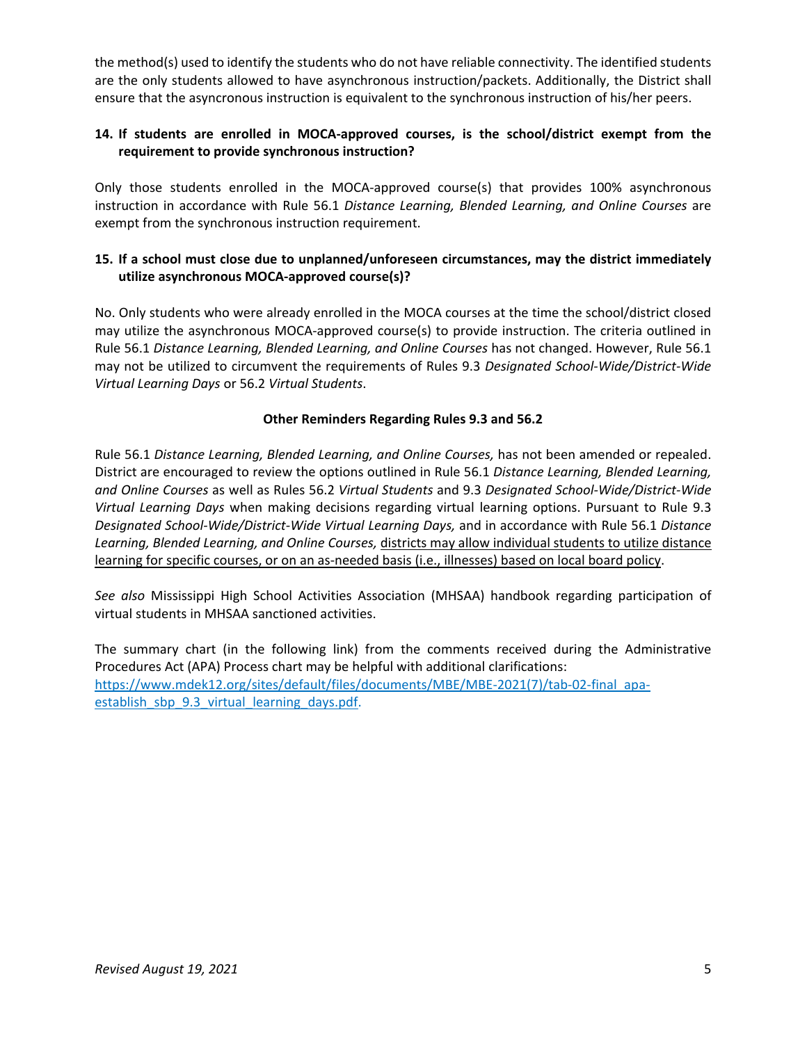the method(s) used to identify the students who do not have reliable connectivity. The identified students are the only students allowed to have asynchronous instruction/packets. Additionally, the District shall ensure that the asyncronous instruction is equivalent to the synchronous instruction of his/her peers.

**14. If students are enrolled in MOCA-approved courses, is the school/district exempt from the requirement to provide synchronous instruction?**

Only those students enrolled in the MOCA-approved course(s) that provides 100% asynchronous instruction in accordance with Rule 56.1 *Distance Learning, Blended Learning, and Online Courses* are exempt from the synchronous instruction requirement.

**15. If a school must close due to unplanned/unforeseen circumstances, may the district immediately utilize asynchronous MOCA-approved course(s)?**

No. Only students who were already enrolled in the MOCA courses at the time the school/district closed may utilize the asynchronous MOCA-approved course(s) to provide instruction. The criteria outlined in Rule 56.1 *Distance Learning, Blended Learning, and Online Courses* has not changed. However, Rule 56.1 may not be utilized to circumvent the requirements of Rules 9.3 *Designated School-Wide/District-Wide Virtual Learning Days* or 56.2 *Virtual Students*.

**Other Reminders Regarding Rules 9.3 and 56.2**

Rule 56.1 *Distance Learning, Blended Learning, and Online Courses,* has not been amended or repealed. District are encouraged to review the options outlined in Rule 56.1 *Distance Learning, Blended Learning, and Online Courses* as well as Rules 56.2 *Virtual Students* and 9.3 *Designated School-Wide/District-Wide Virtual Learning Days* when making decisions regarding virtual learning options. Pursuant to Rule 9.3 *Designated School-Wide/District-Wide Virtual Learning Days,* and in accordance with Rule 56.1 *Distance Learning, Blended Learning, and Online Courses,* <u>districts may allow individual students to utilize distance learning for specific courses, or on an as-needed basis (i.e., illnesses) based on local board policy</u>.

*See also* Mississippi High School Activities Association (MHSAA) handbook regarding participation of virtual students in MHSAA sanctioned activities.

The summary chart (in the following link) from the comments received during the Administrative Procedures Act (APA) Process chart may be helpful with additional clarifications: [https://www.mdek12.org/sites/default/files/documents/MBE/MBE-2021(7)/tab-02-final_apa-establish_sbp_9.3_virtual_learning_days.pdf](https://www.mdek12.org/sites/default/files/documents/MBE/MBE-2021(7)/tab-02-final_apa-establish_sbp_9.3_virtual_learning_days.pdf).

*Revised August 19, 2021*